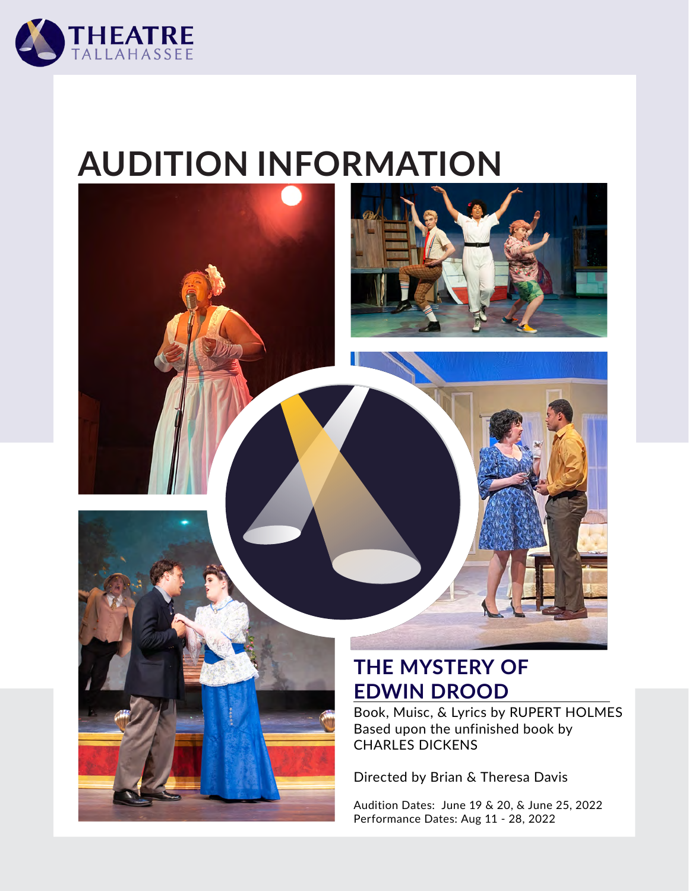THEATRE TALLAHASSEE

# AUDITION INFORMATION

## THE MYSTERY OF EDWIN DROOD

Book, Muisc, & Lyrics by RUPERT HOLMES
Based upon the unfinished book by
CHARLES DICKENS

Directed by Brian & Theresa Davis

Audition Dates: June 19 & 20, & June 25, 2022
Performance Dates: Aug 11 - 28, 2022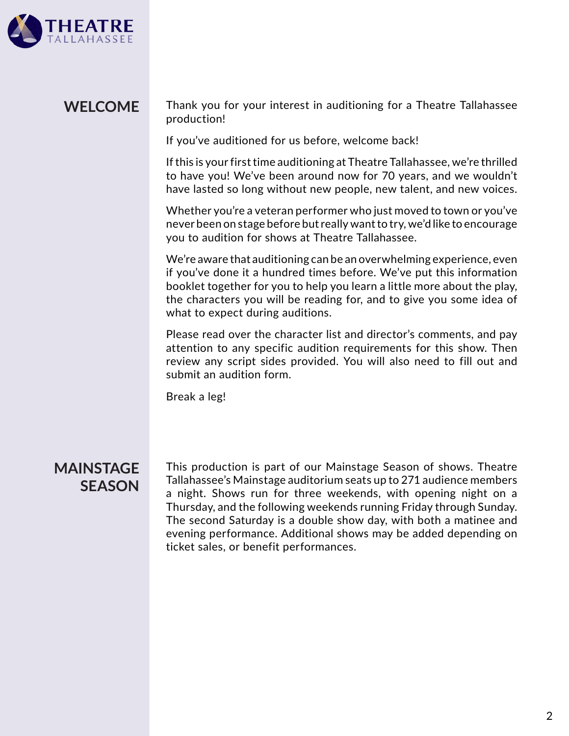## WELCOME

Thank you for your interest in auditioning for a Theatre Tallahassee production!

If you've auditioned for us before, welcome back!

If this is your first time auditioning at Theatre Tallahassee, we're thrilled to have you! We've been around now for 70 years, and we wouldn't have lasted so long without new people, new talent, and new voices.

Whether you're a veteran performer who just moved to town or you've never been on stage before but really want to try, we'd like to encourage you to audition for shows at Theatre Tallahassee.

We're aware that auditioning can be an overwhelming experience, even if you've done it a hundred times before. We've put this information booklet together for you to help you learn a little more about the play, the characters you will be reading for, and to give you some idea of what to expect during auditions.

Please read over the character list and director's comments, and pay attention to any specific audition requirements for this show. Then review any script sides provided. You will also need to fill out and submit an audition form.

Break a leg!

## MAINSTAGE SEASON

This production is part of our Mainstage Season of shows. Theatre Tallahassee's Mainstage auditorium seats up to 271 audience members a night. Shows run for three weekends, with opening night on a Thursday, and the following weekends running Friday through Sunday. The second Saturday is a double show day, with both a matinee and evening performance. Additional shows may be added depending on ticket sales, or benefit performances.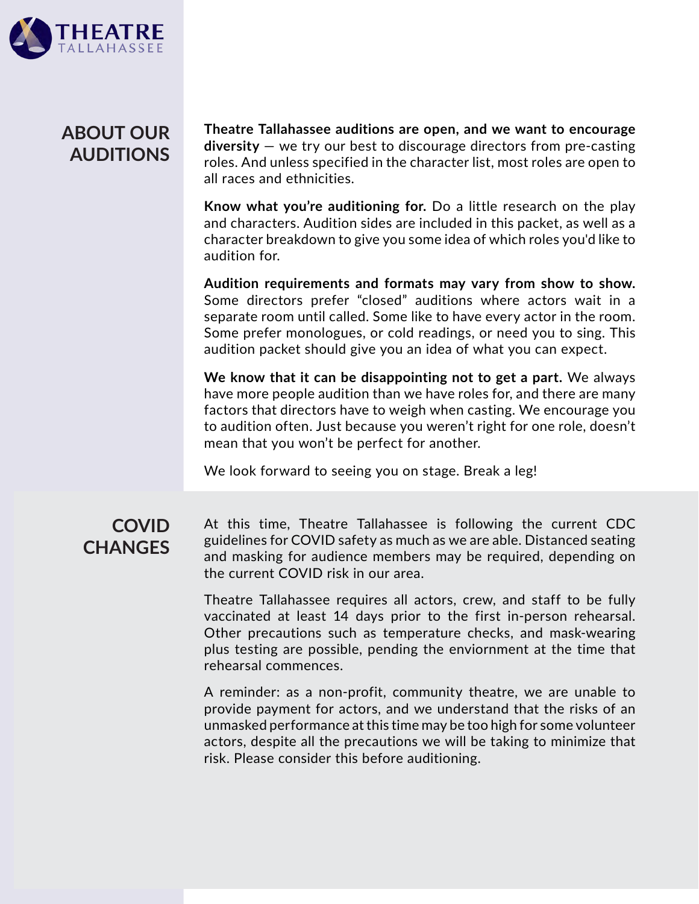## ABOUT OUR AUDITIONS

**Theatre Tallahassee auditions are open, and we want to encourage diversity** — we try our best to discourage directors from pre-casting roles. And unless specified in the character list, most roles are open to all races and ethnicities.

**Know what you're auditioning for.** Do a little research on the play and characters. Audition sides are included in this packet, as well as a character breakdown to give you some idea of which roles you'd like to audition for.

**Audition requirements and formats may vary from show to show.** Some directors prefer "closed" auditions where actors wait in a separate room until called. Some like to have every actor in the room. Some prefer monologues, or cold readings, or need you to sing. This audition packet should give you an idea of what you can expect.

**We know that it can be disappointing not to get a part.** We always have more people audition than we have roles for, and there are many factors that directors have to weigh when casting. We encourage you to audition often. Just because you weren't right for one role, doesn't mean that you won't be perfect for another.

We look forward to seeing you on stage. Break a leg!

## COVID CHANGES

At this time, Theatre Tallahassee is following the current CDC guidelines for COVID safety as much as we are able. Distanced seating and masking for audience members may be required, depending on the current COVID risk in our area.

Theatre Tallahassee requires all actors, crew, and staff to be fully vaccinated at least 14 days prior to the first in-person rehearsal. Other precautions such as temperature checks, and mask-wearing plus testing are possible, pending the enviornment at the time that rehearsal commences.

A reminder: as a non-profit, community theatre, we are unable to provide payment for actors, and we understand that the risks of an unmasked performance at this time may be too high for some volunteer actors, despite all the precautions we will be taking to minimize that risk. Please consider this before auditioning.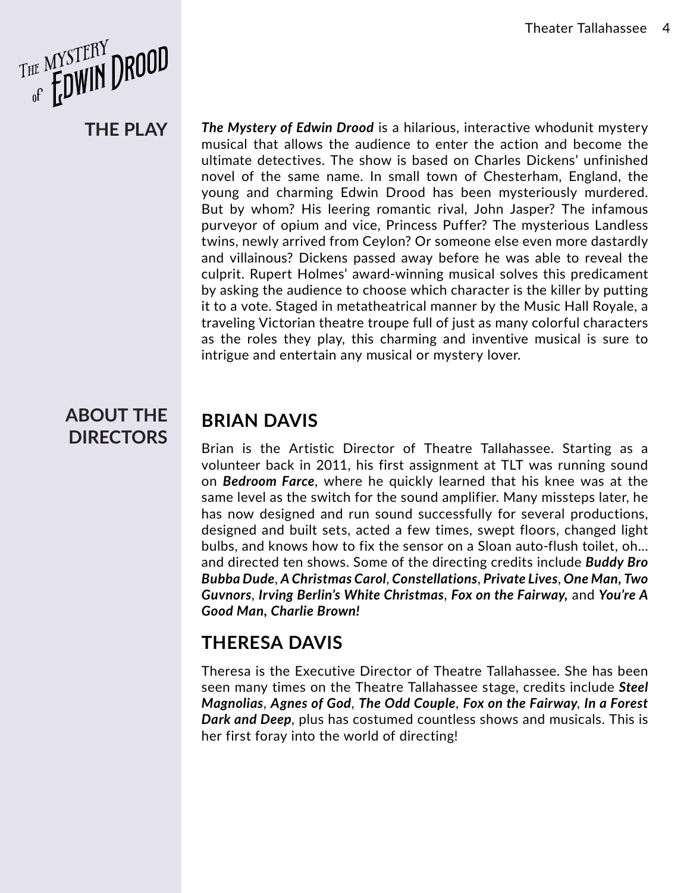# THE PLAY

***The Mystery of Edwin Drood*** is a hilarious, interactive whodunit mystery musical that allows the audience to enter the action and become the ultimate detectives. The show is based on Charles Dickens' unfinished novel of the same name. In small town of Chesterham, England, the young and charming Edwin Drood has been mysteriously murdered. But by whom? His leering romantic rival, John Jasper? The infamous purveyor of opium and vice, Princess Puffer? The mysterious Landless twins, newly arrived from Ceylon? Or someone else even more dastardly and villainous? Dickens passed away before he was able to reveal the culprit. Rupert Holmes' award-winning musical solves this predicament by asking the audience to choose which character is the killer by putting it to a vote. Staged in metatheatrical manner by the Music Hall Royale, a traveling Victorian theatre troupe full of just as many colorful characters as the roles they play, this charming and inventive musical is sure to intrigue and entertain any musical or mystery lover.

# ABOUT THE DIRECTORS

## BRIAN DAVIS

Brian is the Artistic Director of Theatre Tallahassee. Starting as a volunteer back in 2011, his first assignment at TLT was running sound on ***Bedroom Farce***, where he quickly learned that his knee was at the same level as the switch for the sound amplifier. Many missteps later, he has now designed and run sound successfully for several productions, designed and built sets, acted a few times, swept floors, changed light bulbs, and knows how to fix the sensor on a Sloan auto-flush toilet, oh... and directed ten shows. Some of the directing credits include ***Buddy Bro Bubba Dude***, ***A Christmas Carol***, ***Constellations***, ***Private Lives***, ***One Man, Two Guvnors***, ***Irving Berlin's White Christmas***, ***Fox on the Fairway,*** and ***You're A Good Man, Charlie Brown!***

## THERESA DAVIS

Theresa is the Executive Director of Theatre Tallahassee. She has been seen many times on the Theatre Tallahassee stage, credits include ***Steel Magnolias***, ***Agnes of God***, ***The Odd Couple***, ***Fox on the Fairway***, ***In a Forest Dark and Deep***, plus has costumed countless shows and musicals. This is her first foray into the world of directing!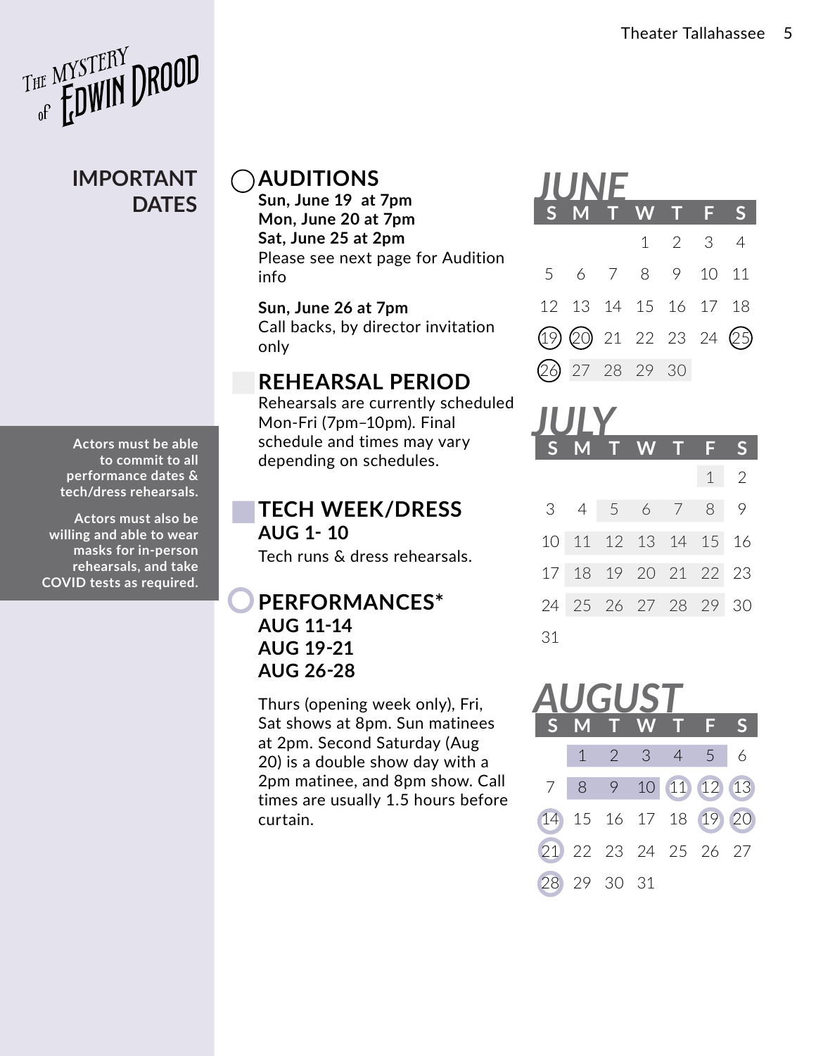THE MYSTERY of EDWIN DROOD

## IMPORTANT DATES

**Actors must be able to commit to all performance dates & tech/dress rehearsals.**

**Actors must also be willing and able to wear masks for in-person rehearsals, and take COVID tests as required.**

### AUDITIONS

**Sun, June 19 at 7pm**
**Mon, June 20 at 7pm**
**Sat, June 25 at 2pm**
Please see next page for Audition info

**Sun, June 26 at 7pm**
Call backs, by director invitation only

### REHEARSAL PERIOD

Rehearsals are currently scheduled Mon-Fri (7pm–10pm). Final schedule and times may vary depending on schedules.

### TECH WEEK/DRESS

**AUG 1- 10**
Tech runs & dress rehearsals.

### PERFORMANCES*

**AUG 11-14**
**AUG 19-21**
**AUG 26-28**

Thurs (opening week only), Fri, Sat shows at 8pm. Sun matinees at 2pm. Second Saturday (Aug 20) is a double show day with a 2pm matinee, and 8pm show. Call times are usually 1.5 hours before curtain.

### JUNE

| S | M | T | W | T | F | S |
|---|---|---|---|---|---|---|
| | | | 1 | 2 | 3 | 4 |
| 5 | 6 | 7 | 8 | 9 | 10 | 11 |
| 12 | 13 | 14 | 15 | 16 | 17 | 18 |
| 19 | 20 | 21 | 22 | 23 | 24 | 25 |
| 26 | 27 | 28 | 29 | 30 | | |

### JULY

| S | M | T | W | T | F | S |
|---|---|---|---|---|---|---|
| | | | | | 1 | 2 |
| 3 | 4 | 5 | 6 | 7 | 8 | 9 |
| 10 | 11 | 12 | 13 | 14 | 15 | 16 |
| 17 | 18 | 19 | 20 | 21 | 22 | 23 |
| 24 | 25 | 26 | 27 | 28 | 29 | 30 |
| 31 | | | | | | |

### AUGUST

| S | M | T | W | T | F | S |
|---|---|---|---|---|---|---|
| | 1 | 2 | 3 | 4 | 5 | 6 |
| 7 | 8 | 9 | 10 | 11 | 12 | 13 |
| 14 | 15 | 16 | 17 | 18 | 19 | 20 |
| 21 | 22 | 23 | 24 | 25 | 26 | 27 |
| 28 | 29 | 30 | 31 | | | |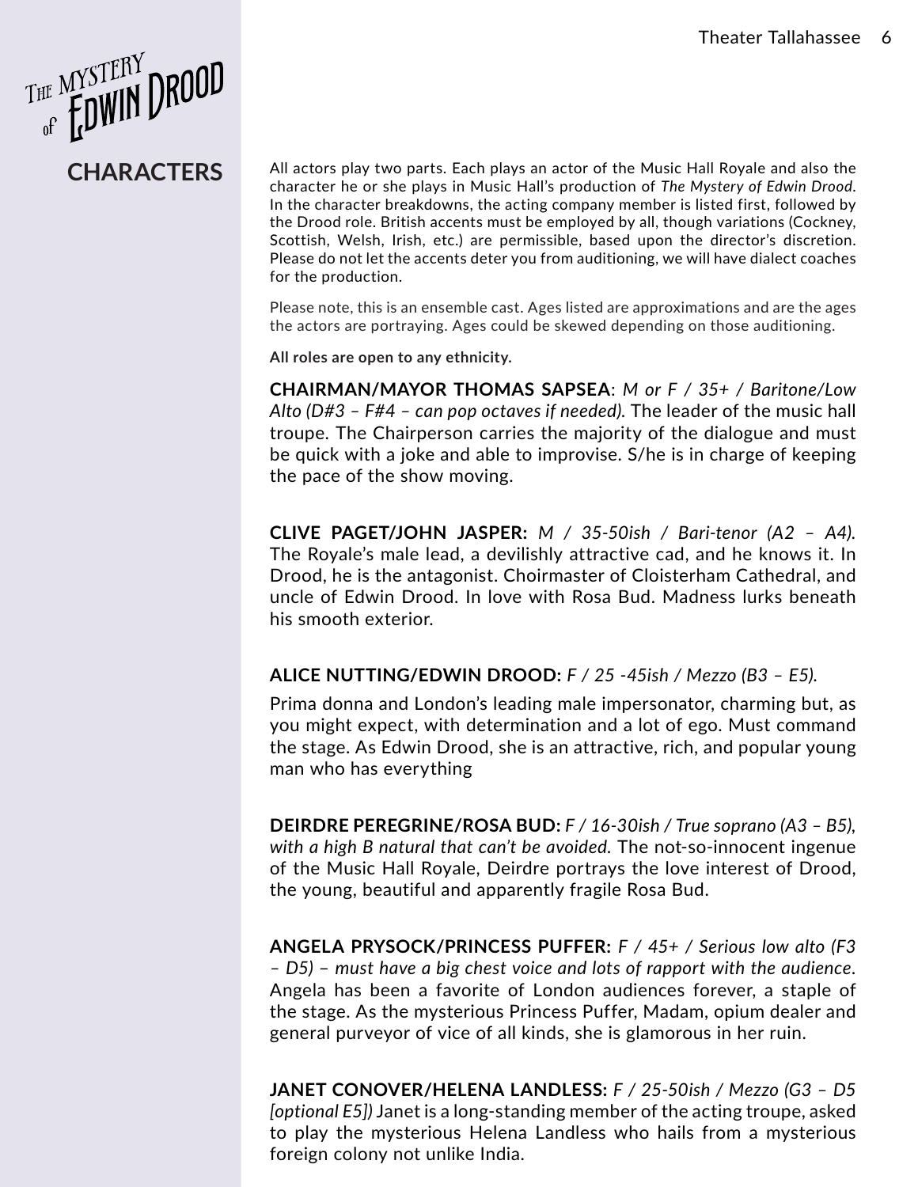# The Mystery of Edwin Drood

## CHARACTERS

All actors play two parts. Each plays an actor of the Music Hall Royale and also the character he or she plays in Music Hall's production of *The Mystery of Edwin Drood*. In the character breakdowns, the acting company member is listed first, followed by the Drood role. British accents must be employed by all, though variations (Cockney, Scottish, Welsh, Irish, etc.) are permissible, based upon the director's discretion. Please do not let the accents deter you from auditioning, we will have dialect coaches for the production.

Please note, this is an ensemble cast. Ages listed are approximations and are the ages the actors are portraying. Ages could be skewed depending on those auditioning.

**All roles are open to any ethnicity.**

**CHAIRMAN/MAYOR THOMAS SAPSEA**: *M or F / 35+ / Baritone/Low Alto (D#3 – F#4 – can pop octaves if needed).* The leader of the music hall troupe. The Chairperson carries the majority of the dialogue and must be quick with a joke and able to improvise. S/he is in charge of keeping the pace of the show moving.

**CLIVE PAGET/JOHN JASPER:** *M / 35-50ish / Bari-tenor (A2 – A4).* The Royale's male lead, a devilishly attractive cad, and he knows it. In Drood, he is the antagonist. Choirmaster of Cloisterham Cathedral, and uncle of Edwin Drood. In love with Rosa Bud. Madness lurks beneath his smooth exterior.

**ALICE NUTTING/EDWIN DROOD:** *F / 25 -45ish / Mezzo (B3 – E5).*

Prima donna and London's leading male impersonator, charming but, as you might expect, with determination and a lot of ego. Must command the stage. As Edwin Drood, she is an attractive, rich, and popular young man who has everything

**DEIRDRE PEREGRINE/ROSA BUD:** *F / 16-30ish / True soprano (A3 – B5), with a high B natural that can't be avoided.* The not-so-innocent ingenue of the Music Hall Royale, Deirdre portrays the love interest of Drood, the young, beautiful and apparently fragile Rosa Bud.

**ANGELA PRYSOCK/PRINCESS PUFFER:** *F / 45+ / Serious low alto (F3 – D5) – must have a big chest voice and lots of rapport with the audience.* Angela has been a favorite of London audiences forever, a staple of the stage. As the mysterious Princess Puffer, Madam, opium dealer and general purveyor of vice of all kinds, she is glamorous in her ruin.

**JANET CONOVER/HELENA LANDLESS:** *F / 25-50ish / Mezzo (G3 – D5 [optional E5])* Janet is a long-standing member of the acting troupe, asked to play the mysterious Helena Landless who hails from a mysterious foreign colony not unlike India.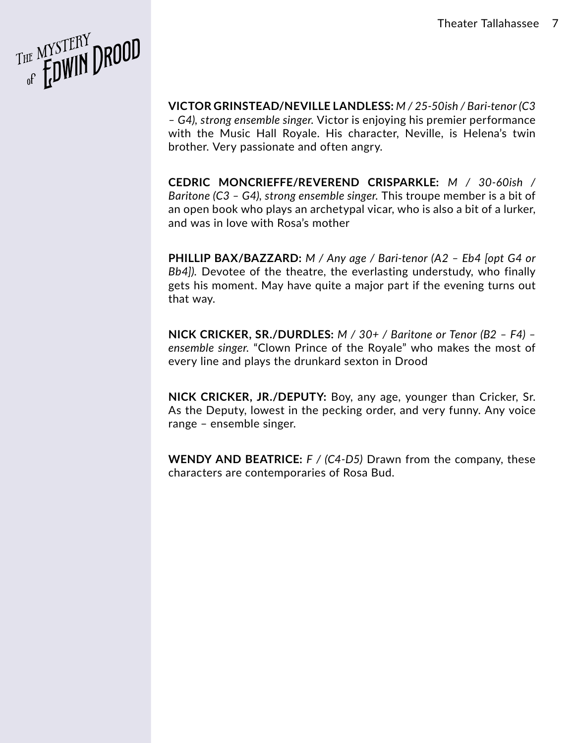**VICTOR GRINSTEAD/NEVILLE LANDLESS:** *M / 25-50ish / Bari-tenor (C3 – G4), strong ensemble singer.* Victor is enjoying his premier performance with the Music Hall Royale. His character, Neville, is Helena's twin brother. Very passionate and often angry.

**CEDRIC MONCRIEFFE/REVEREND CRISPARKLE:** *M / 30-60ish / Baritone (C3 – G4), strong ensemble singer.* This troupe member is a bit of an open book who plays an archetypal vicar, who is also a bit of a lurker, and was in love with Rosa's mother

**PHILLIP BAX/BAZZARD:** *M / Any age / Bari-tenor (A2 – Eb4 [opt G4 or Bb4]).* Devotee of the theatre, the everlasting understudy, who finally gets his moment. May have quite a major part if the evening turns out that way.

**NICK CRICKER, SR./DURDLES:** *M / 30+ / Baritone or Tenor (B2 – F4) – ensemble singer.* "Clown Prince of the Royale" who makes the most of every line and plays the drunkard sexton in Drood

**NICK CRICKER, JR./DEPUTY:** Boy, any age, younger than Cricker, Sr. As the Deputy, lowest in the pecking order, and very funny. Any voice range – ensemble singer.

**WENDY AND BEATRICE:** *F / (C4-D5)* Drawn from the company, these characters are contemporaries of Rosa Bud.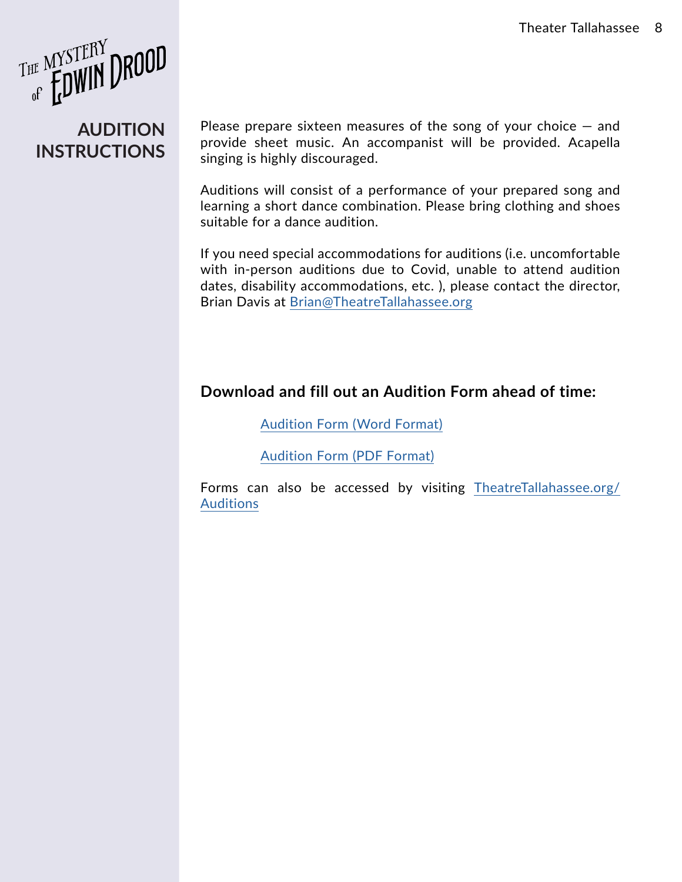# AUDITION INSTRUCTIONS

Please prepare sixteen measures of the song of your choice — and provide sheet music. An accompanist will be provided. Acapella singing is highly discouraged.

Auditions will consist of a performance of your prepared song and learning a short dance combination. Please bring clothing and shoes suitable for a dance audition.

If you need special accommodations for auditions (i.e. uncomfortable with in-person auditions due to Covid, unable to attend audition dates, disability accommodations, etc. ), please contact the director, Brian Davis at Brian@TheatreTallahassee.org

**Download and fill out an Audition Form ahead of time:**

Audition Form (Word Format)

Audition Form (PDF Format)

Forms can also be accessed by visiting TheatreTallahassee.org/Auditions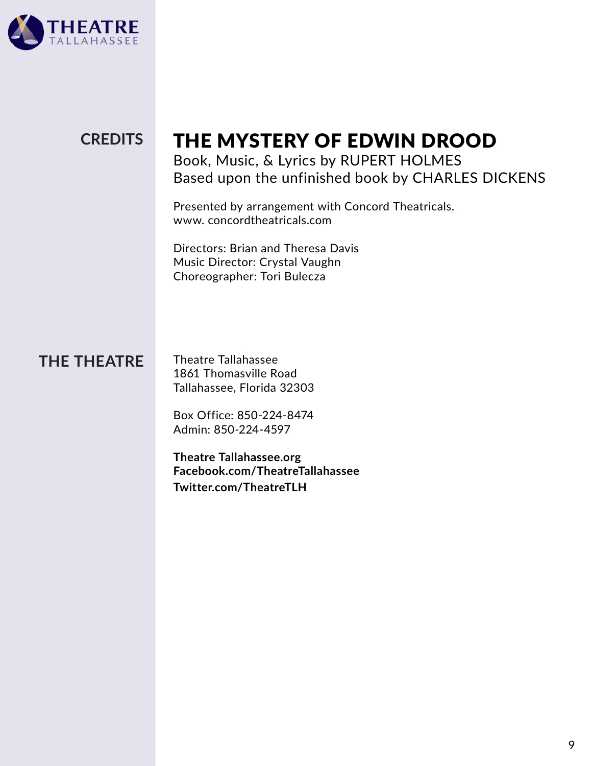## CREDITS

# THE MYSTERY OF EDWIN DROOD

Book, Music, & Lyrics by RUPERT HOLMES
Based upon the unfinished book by CHARLES DICKENS

Presented by arrangement with Concord Theatricals.
www. concordtheatricals.com

Directors: Brian and Theresa Davis
Music Director: Crystal Vaughn
Choreographer: Tori Bulecza

## THE THEATRE

Theatre Tallahassee
1861 Thomasville Road
Tallahassee, Florida 32303

Box Office: 850-224-8474
Admin: 850-224-4597

**Theatre Tallahassee.org**
**Facebook.com/TheatreTallahassee**
**Twitter.com/TheatreTLH**